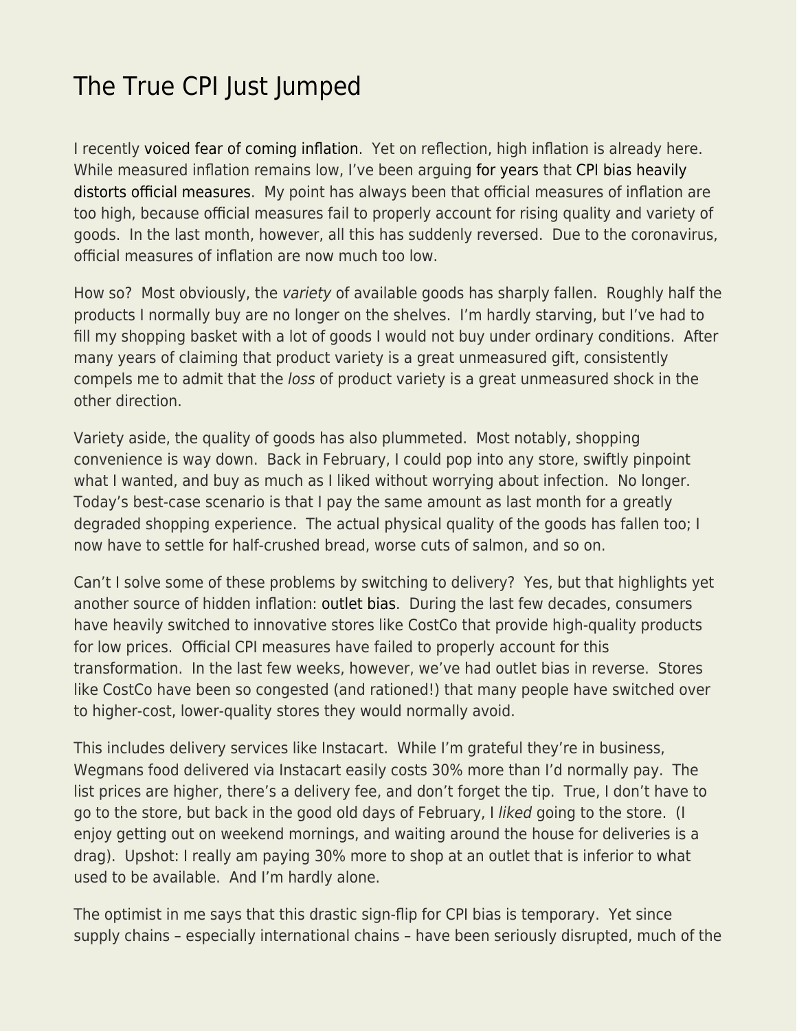# The True CPI Just Jumped

I recently voiced fear of coming inflation. Yet on reflection, high inflation is already here. While measured inflation remains low, I've been arguing for years that CPI bias heavily distorts official measures. My point has always been that official measures of inflation are too high, because official measures fail to properly account for rising quality and variety of goods. In the last month, however, all this has suddenly reversed. Due to the coronavirus, official measures of inflation are now much too low.

How so? Most obviously, the *variety* of available goods has sharply fallen. Roughly half the products I normally buy are no longer on the shelves. I'm hardly starving, but I've had to fill my shopping basket with a lot of goods I would not buy under ordinary conditions. After many years of claiming that product variety is a great unmeasured gift, consistently compels me to admit that the *loss* of product variety is a great unmeasured shock in the other direction.

Variety aside, the quality of goods has also plummeted. Most notably, shopping convenience is way down. Back in February, I could pop into any store, swiftly pinpoint what I wanted, and buy as much as I liked without worrying about infection. No longer. Today's best-case scenario is that I pay the same amount as last month for a greatly degraded shopping experience. The actual physical quality of the goods has fallen too; I now have to settle for half-crushed bread, worse cuts of salmon, and so on.

Can't I solve some of these problems by switching to delivery? Yes, but that highlights yet another source of hidden inflation: outlet bias. During the last few decades, consumers have heavily switched to innovative stores like CostCo that provide high-quality products for low prices. Official CPI measures have failed to properly account for this transformation. In the last few weeks, however, we've had outlet bias in reverse. Stores like CostCo have been so congested (and rationed!) that many people have switched over to higher-cost, lower-quality stores they would normally avoid.

This includes delivery services like Instacart. While I'm grateful they're in business, Wegmans food delivered via Instacart easily costs 30% more than I'd normally pay. The list prices are higher, there's a delivery fee, and don't forget the tip. True, I don't have to go to the store, but back in the good old days of February, I *liked* going to the store. (I enjoy getting out on weekend mornings, and waiting around the house for deliveries is a drag). Upshot: I really am paying 30% more to shop at an outlet that is inferior to what used to be available. And I'm hardly alone.

The optimist in me says that this drastic sign-flip for CPI bias is temporary. Yet since supply chains – especially international chains – have been seriously disrupted, much of the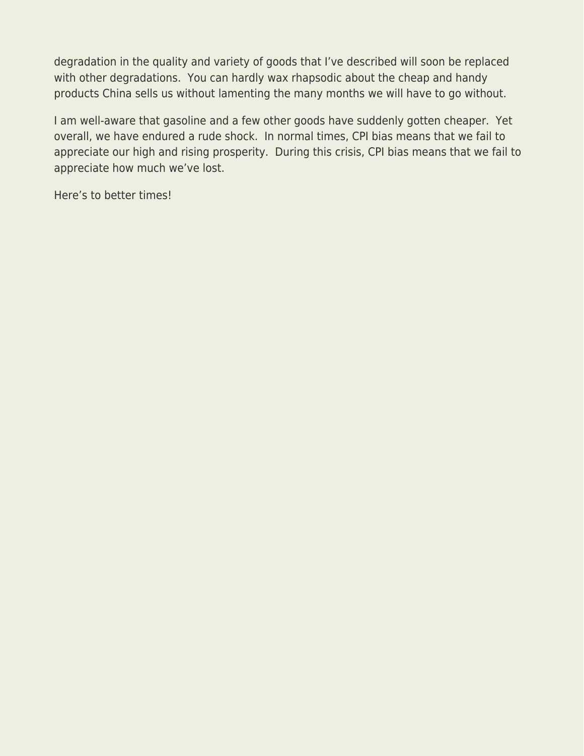degradation in the quality and variety of goods that I've described will soon be replaced with other degradations.  You can hardly wax rhapsodic about the cheap and handy products China sells us without lamenting the many months we will have to go without.

I am well-aware that gasoline and a few other goods have suddenly gotten cheaper.  Yet overall, we have endured a rude shock.  In normal times, CPI bias means that we fail to appreciate our high and rising prosperity.  During this crisis, CPI bias means that we fail to appreciate how much we've lost.

Here's to better times!